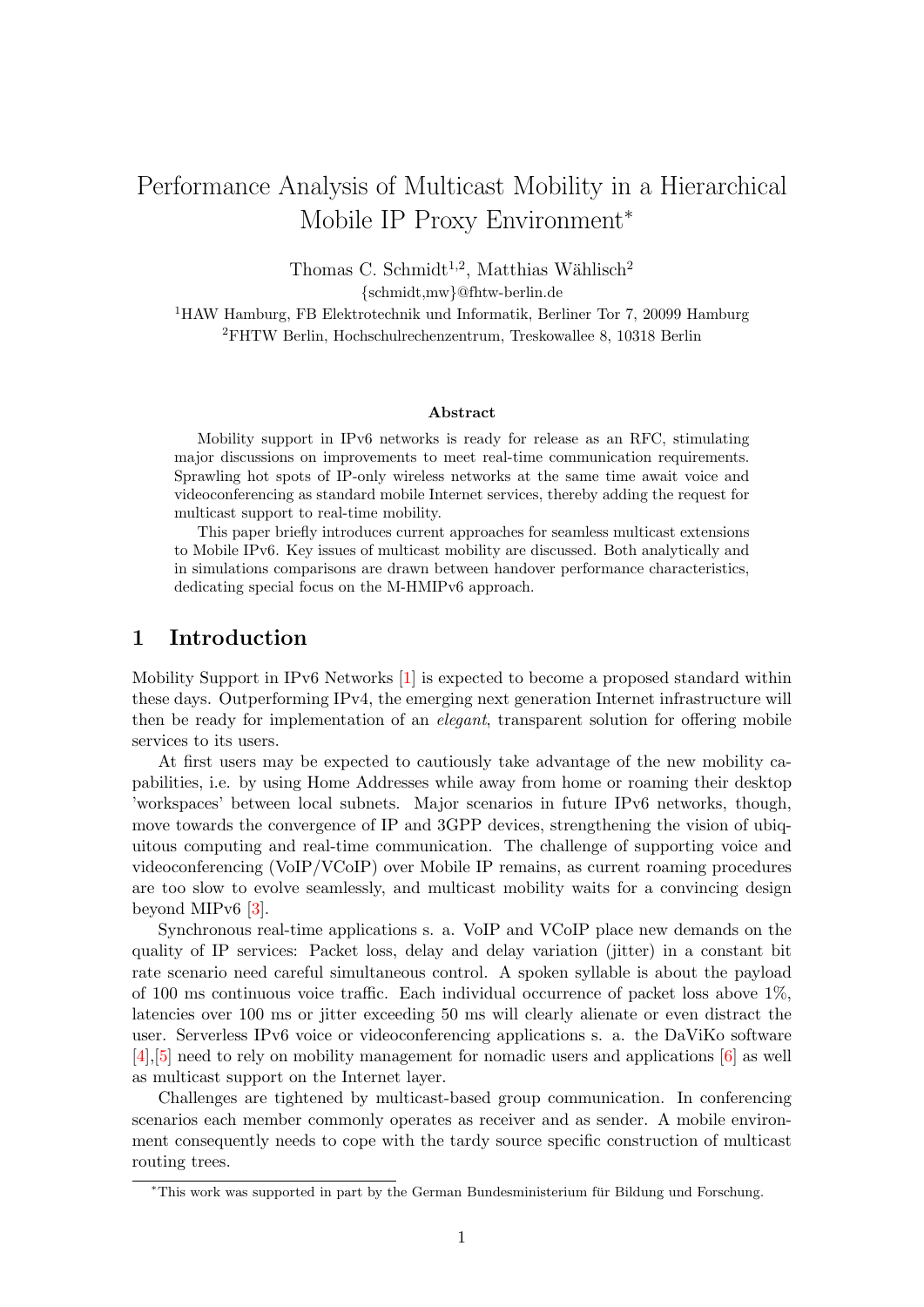# Performance Analysis of Multicast Mobility in a Hierarchical Mobile IP Proxy Environment*

Thomas C. Schmidt[1,2], Matthias Wählisch[2]

{schmidt,mw}@fhtw-berlin.de

[1]HAW Hamburg, FB Elektrotechnik und Informatik, Berliner Tor 7, 20099 Hamburg

[2]FHTW Berlin, Hochschulrechenzentrum, Treskowallee 8, 10318 Berlin

### Abstract

Mobility support in IPv6 networks is ready for release as an RFC, stimulating major discussions on improvements to meet real-time communication requirements. Sprawling hot spots of IP-only wireless networks at the same time await voice and videoconferencing as standard mobile Internet services, thereby adding the request for multicast support to real-time mobility.

This paper briefly introduces current approaches for seamless multicast extensions to Mobile IPv6. Key issues of multicast mobility are discussed. Both analytically and in simulations comparisons are drawn between handover performance characteristics, dedicating special focus on the M-HMIPv6 approach.

## 1 Introduction

Mobility Support in IPv6 Networks [1] is expected to become a proposed standard within these days. Outperforming IPv4, the emerging next generation Internet infrastructure will then be ready for implementation of an *elegant*, transparent solution for offering mobile services to its users.

At first users may be expected to cautiously take advantage of the new mobility capabilities, i.e. by using Home Addresses while away from home or roaming their desktop 'workspaces' between local subnets. Major scenarios in future IPv6 networks, though, move towards the convergence of IP and 3GPP devices, strengthening the vision of ubiquitous computing and real-time communication. The challenge of supporting voice and videoconferencing (VoIP/VCoIP) over Mobile IP remains, as current roaming procedures are too slow to evolve seamlessly, and multicast mobility waits for a convincing design beyond MIPv6 [3].

Synchronous real-time applications s. a. VoIP and VCoIP place new demands on the quality of IP services: Packet loss, delay and delay variation (jitter) in a constant bit rate scenario need careful simultaneous control. A spoken syllable is about the payload of 100 ms continuous voice traffic. Each individual occurrence of packet loss above 1%, latencies over 100 ms or jitter exceeding 50 ms will clearly alienate or even distract the user. Serverless IPv6 voice or videoconferencing applications s. a. the DaViKo software [4],[5] need to rely on mobility management for nomadic users and applications [6] as well as multicast support on the Internet layer.

Challenges are tightened by multicast-based group communication. In conferencing scenarios each member commonly operates as receiver and as sender. A mobile environment consequently needs to cope with the tardy source specific construction of multicast routing trees.

*This work was supported in part by the German Bundesministerium für Bildung und Forschung.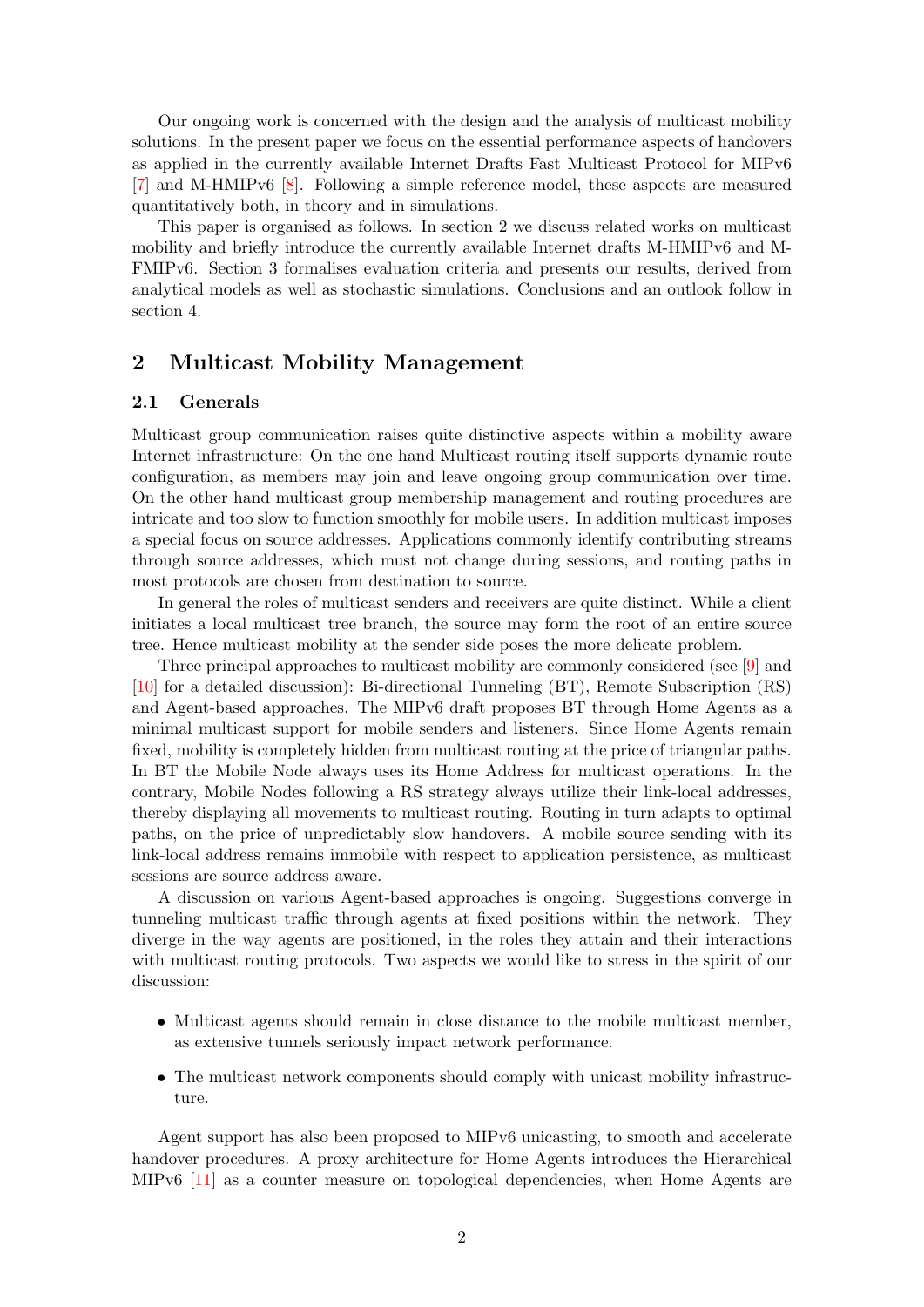Our ongoing work is concerned with the design and the analysis of multicast mobility solutions. In the present paper we focus on the essential performance aspects of handovers as applied in the currently available Internet Drafts Fast Multicast Protocol for MIPv6 [7] and M-HMIPv6 [8]. Following a simple reference model, these aspects are measured quantitatively both, in theory and in simulations.

This paper is organised as follows. In section 2 we discuss related works on multicast mobility and briefly introduce the currently available Internet drafts M-HMIPv6 and M-FMIPv6. Section 3 formalises evaluation criteria and presents our results, derived from analytical models as well as stochastic simulations. Conclusions and an outlook follow in section 4.

## 2 Multicast Mobility Management

### 2.1 Generals

Multicast group communication raises quite distinctive aspects within a mobility aware Internet infrastructure: On the one hand Multicast routing itself supports dynamic route configuration, as members may join and leave ongoing group communication over time. On the other hand multicast group membership management and routing procedures are intricate and too slow to function smoothly for mobile users. In addition multicast imposes a special focus on source addresses. Applications commonly identify contributing streams through source addresses, which must not change during sessions, and routing paths in most protocols are chosen from destination to source.

In general the roles of multicast senders and receivers are quite distinct. While a client initiates a local multicast tree branch, the source may form the root of an entire source tree. Hence multicast mobility at the sender side poses the more delicate problem.

Three principal approaches to multicast mobility are commonly considered (see [9] and [10] for a detailed discussion): Bi-directional Tunneling (BT), Remote Subscription (RS) and Agent-based approaches. The MIPv6 draft proposes BT through Home Agents as a minimal multicast support for mobile senders and listeners. Since Home Agents remain fixed, mobility is completely hidden from multicast routing at the price of triangular paths. In BT the Mobile Node always uses its Home Address for multicast operations. In the contrary, Mobile Nodes following a RS strategy always utilize their link-local addresses, thereby displaying all movements to multicast routing. Routing in turn adapts to optimal paths, on the price of unpredictably slow handovers. A mobile source sending with its link-local address remains immobile with respect to application persistence, as multicast sessions are source address aware.

A discussion on various Agent-based approaches is ongoing. Suggestions converge in tunneling multicast traffic through agents at fixed positions within the network. They diverge in the way agents are positioned, in the roles they attain and their interactions with multicast routing protocols. Two aspects we would like to stress in the spirit of our discussion:

- Multicast agents should remain in close distance to the mobile multicast member, as extensive tunnels seriously impact network performance.
- The multicast network components should comply with unicast mobility infrastructure.

Agent support has also been proposed to MIPv6 unicasting, to smooth and accelerate handover procedures. A proxy architecture for Home Agents introduces the Hierarchical MIPv6 [11] as a counter measure on topological dependencies, when Home Agents are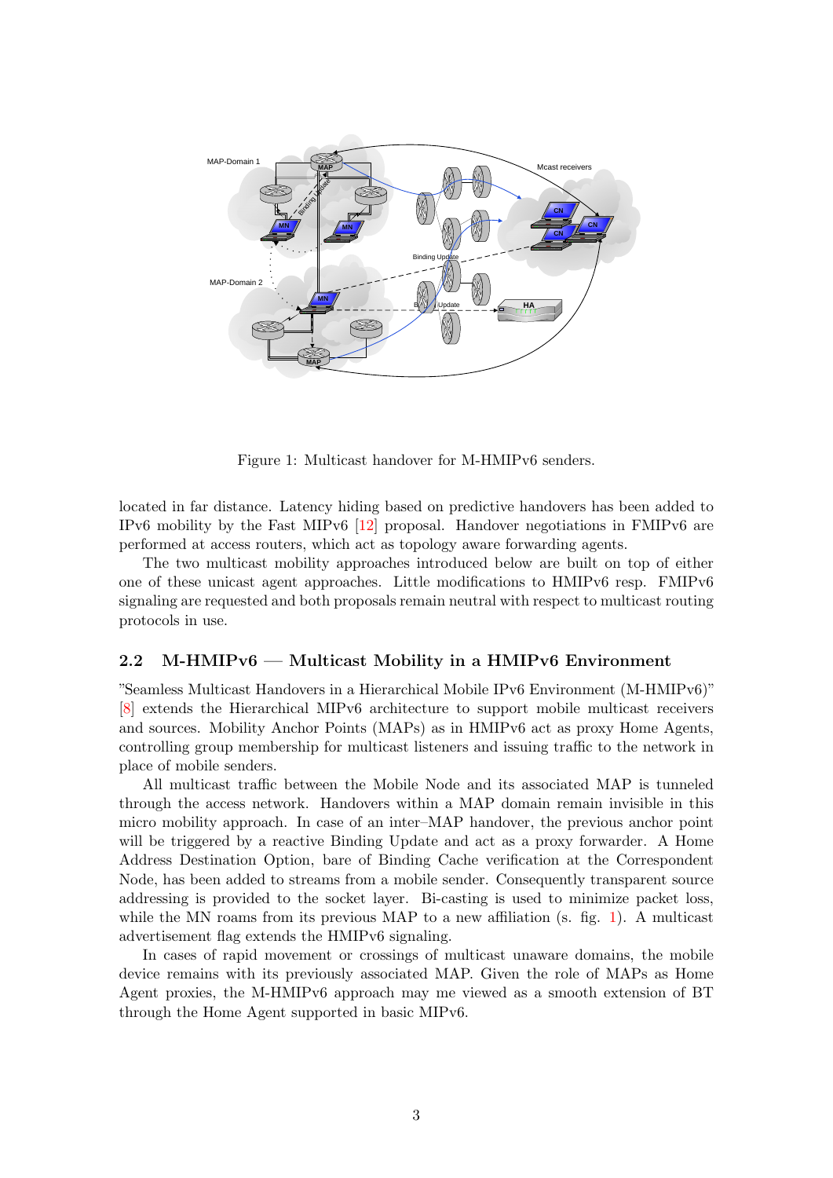Figure 1: Multicast handover for M-HMIPv6 senders.

located in far distance. Latency hiding based on predictive handovers has been added to IPv6 mobility by the Fast MIPv6 [12] proposal. Handover negotiations in FMIPv6 are performed at access routers, which act as topology aware forwarding agents.

The two multicast mobility approaches introduced below are built on top of either one of these unicast agent approaches. Little modifications to HMIPv6 resp. FMIPv6 signaling are requested and both proposals remain neutral with respect to multicast routing protocols in use.

## 2.2 M-HMIPv6 — Multicast Mobility in a HMIPv6 Environment

"Seamless Multicast Handovers in a Hierarchical Mobile IPv6 Environment (M-HMIPv6)" [8] extends the Hierarchical MIPv6 architecture to support mobile multicast receivers and sources. Mobility Anchor Points (MAPs) as in HMIPv6 act as proxy Home Agents, controlling group membership for multicast listeners and issuing traffic to the network in place of mobile senders.

All multicast traffic between the Mobile Node and its associated MAP is tunneled through the access network. Handovers within a MAP domain remain invisible in this micro mobility approach. In case of an inter–MAP handover, the previous anchor point will be triggered by a reactive Binding Update and act as a proxy forwarder. A Home Address Destination Option, bare of Binding Cache verification at the Correspondent Node, has been added to streams from a mobile sender. Consequently transparent source addressing is provided to the socket layer. Bi-casting is used to minimize packet loss, while the MN roams from its previous MAP to a new affiliation (s. fig. 1). A multicast advertisement flag extends the HMIPv6 signaling.

In cases of rapid movement or crossings of multicast unaware domains, the mobile device remains with its previously associated MAP. Given the role of MAPs as Home Agent proxies, the M-HMIPv6 approach may me viewed as a smooth extension of BT through the Home Agent supported in basic MIPv6.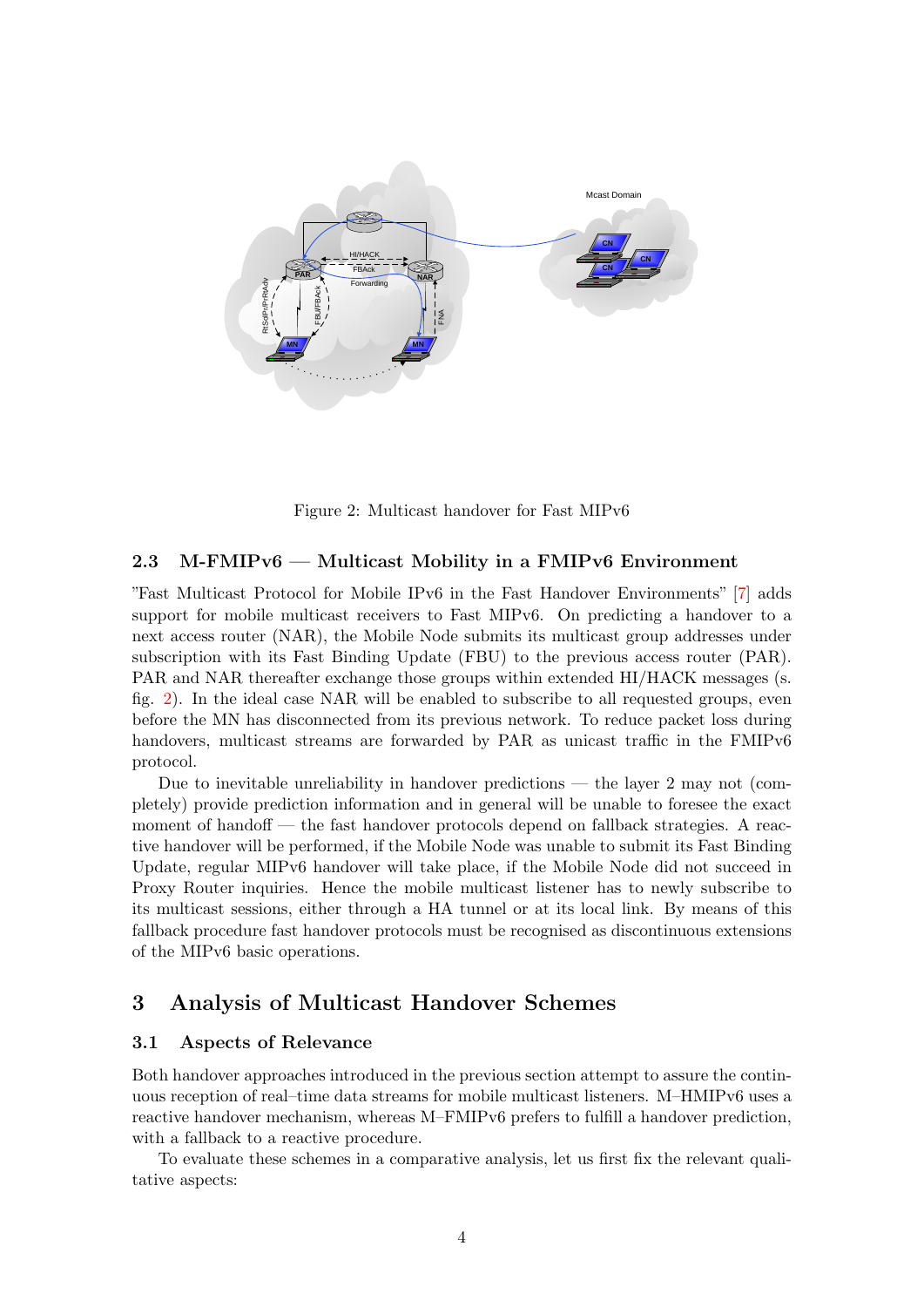Figure 2: Multicast handover for Fast MIPv6

### 2.3 M-FMIPv6 — Multicast Mobility in a FMIPv6 Environment

"Fast Multicast Protocol for Mobile IPv6 in the Fast Handover Environments" [7] adds support for mobile multicast receivers to Fast MIPv6. On predicting a handover to a next access router (NAR), the Mobile Node submits its multicast group addresses under subscription with its Fast Binding Update (FBU) to the previous access router (PAR). PAR and NAR thereafter exchange those groups within extended HI/HACK messages (s. fig. 2). In the ideal case NAR will be enabled to subscribe to all requested groups, even before the MN has disconnected from its previous network. To reduce packet loss during handovers, multicast streams are forwarded by PAR as unicast traffic in the FMIPv6 protocol.

Due to inevitable unreliability in handover predictions — the layer 2 may not (completely) provide prediction information and in general will be unable to foresee the exact moment of handoff — the fast handover protocols depend on fallback strategies. A reactive handover will be performed, if the Mobile Node was unable to submit its Fast Binding Update, regular MIPv6 handover will take place, if the Mobile Node did not succeed in Proxy Router inquiries. Hence the mobile multicast listener has to newly subscribe to its multicast sessions, either through a HA tunnel or at its local link. By means of this fallback procedure fast handover protocols must be recognised as discontinuous extensions of the MIPv6 basic operations.

## 3 Analysis of Multicast Handover Schemes

### 3.1 Aspects of Relevance

Both handover approaches introduced in the previous section attempt to assure the continuous reception of real–time data streams for mobile multicast listeners. M–HMIPv6 uses a reactive handover mechanism, whereas M–FMIPv6 prefers to fulfill a handover prediction, with a fallback to a reactive procedure.

To evaluate these schemes in a comparative analysis, let us first fix the relevant qualitative aspects: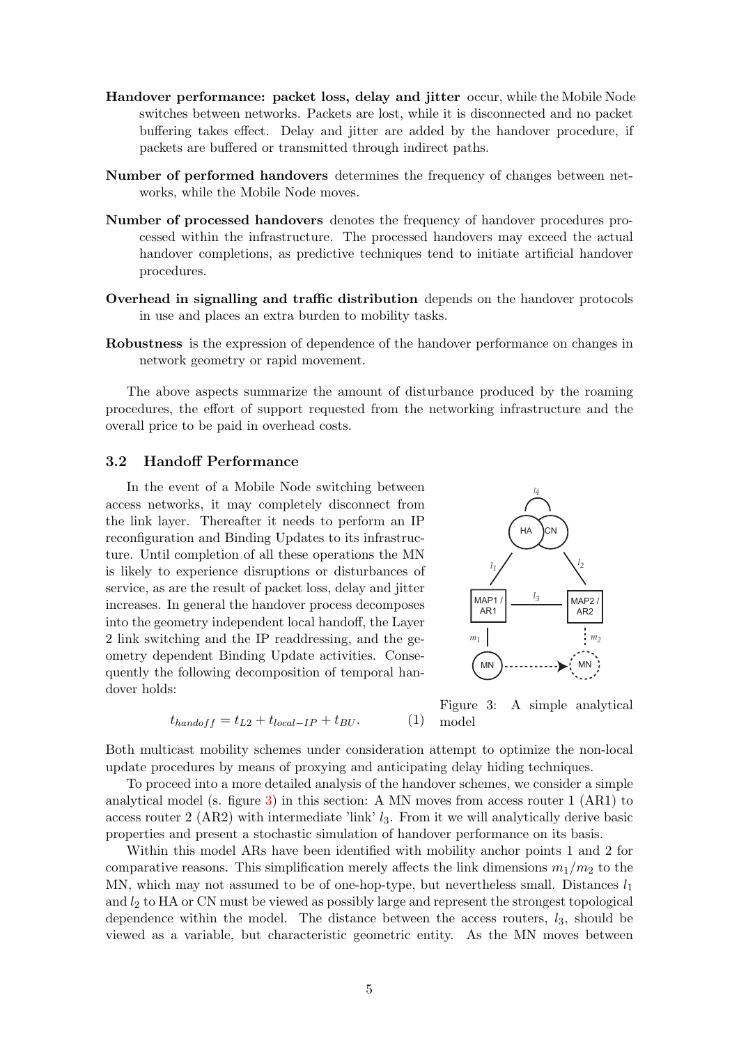**Handover performance: packet loss, delay and jitter** occur, while the Mobile Node switches between networks. Packets are lost, while it is disconnected and no packet buffering takes effect. Delay and jitter are added by the handover procedure, if packets are buffered or transmitted through indirect paths.

**Number of performed handovers** determines the frequency of changes between networks, while the Mobile Node moves.

**Number of processed handovers** denotes the frequency of handover procedures processed within the infrastructure. The processed handovers may exceed the actual handover completions, as predictive techniques tend to initiate artificial handover procedures.

**Overhead in signalling and traffic distribution** depends on the handover protocols in use and places an extra burden to mobility tasks.

**Robustness** is the expression of dependence of the handover performance on changes in network geometry or rapid movement.

The above aspects summarize the amount of disturbance produced by the roaming procedures, the effort of support requested from the networking infrastructure and the overall price to be paid in overhead costs.

### 3.2 Handoff Performance

In the event of a Mobile Node switching between access networks, it may completely disconnect from the link layer. Thereafter it needs to perform an IP reconfiguration and Binding Updates to its infrastructure. Until completion of all these operations the MN is likely to experience disruptions or disturbances of service, as are the result of packet loss, delay and jitter increases. In general the handover process decomposes into the geometry independent local handoff, the Layer 2 link switching and the IP readdressing, and the geometry dependent Binding Update activities. Consequently the following decomposition of temporal handover holds:

$$t_{handoff} = t_{L2} + t_{local-IP} + t_{BU}. \quad (1)$$

Figure 3: A simple analytical model

Both multicast mobility schemes under consideration attempt to optimize the non-local update procedures by means of proxying and anticipating delay hiding techniques.

To proceed into a more detailed analysis of the handover schemes, we consider a simple analytical model (s. figure 3) in this section: A MN moves from access router 1 (AR1) to access router 2 (AR2) with intermediate 'link' $l_3$. From it we will analytically derive basic properties and present a stochastic simulation of handover performance on its basis.

Within this model ARs have been identified with mobility anchor points 1 and 2 for comparative reasons. This simplification merely affects the link dimensions $m_1/m_2$ to the MN, which may not assumed to be of one-hop-type, but nevertheless small. Distances $l_1$ and $l_2$ to HA or CN must be viewed as possibly large and represent the strongest topological dependence within the model. The distance between the access routers, $l_3$, should be viewed as a variable, but characteristic geometric entity. As the MN moves between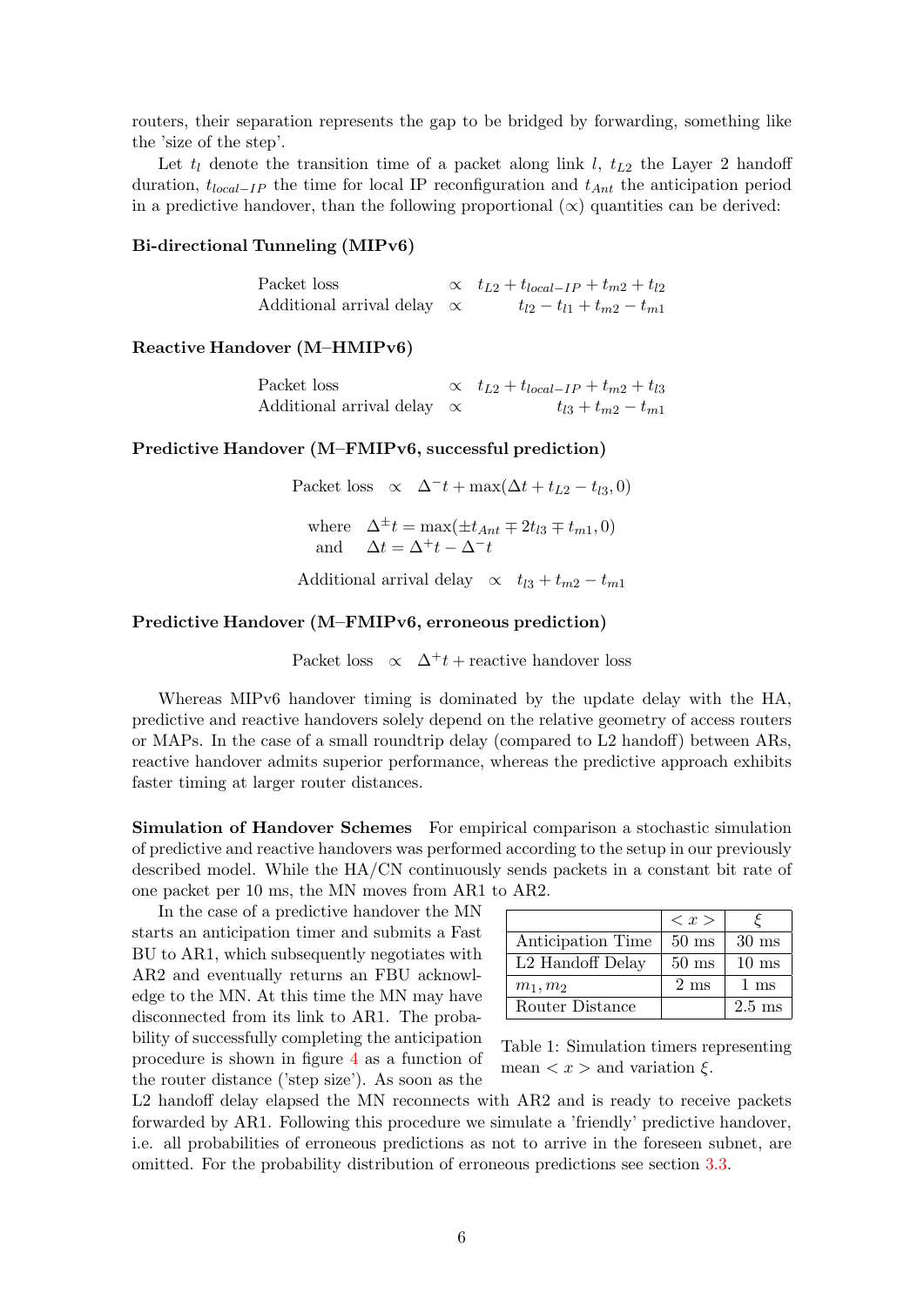routers, their separation represents the gap to be bridged by forwarding, something like the 'size of the step'.

Let $t_l$ denote the transition time of a packet along link $l$, $t_{L2}$ the Layer 2 handoff duration, $t_{local-IP}$ the time for local IP reconfiguration and $t_{Ant}$ the anticipation period in a predictive handover, than the following proportional ($\propto$) quantities can be derived:

**Bi-directional Tunneling (MIPv6)**

$$\begin{array}{lcr} \text{Packet loss} & \propto & t_{L2} + t_{local-IP} + t_{m2} + t_{l2} \\ \text{Additional arrival delay} & \propto & t_{l2} - t_{l1} + t_{m2} - t_{m1} \end{array}$$

**Reactive Handover (M–HMIPv6)**

$$\begin{array}{lcr} \text{Packet loss} & \propto & t_{L2} + t_{local-IP} + t_{m2} + t_{l3} \\ \text{Additional arrival delay} & \propto & t_{l3} + t_{m2} - t_{m1} \end{array}$$

**Predictive Handover (M–FMIPv6, successful prediction)**

$$\text{Packet loss} \quad \propto \quad \Delta^{-}t + \max(\Delta t + t_{L2} - t_{l3}, 0)$$

$$\begin{array}{ll} \text{where} & \Delta^{\pm}t = \max(\pm t_{Ant} \mp 2t_{l3} \mp t_{m1}, 0) \\ \text{and} & \Delta t = \Delta^{+}t - \Delta^{-}t \end{array}$$

$$\text{Additional arrival delay} \quad \propto \quad t_{l3} + t_{m2} - t_{m1}$$

**Predictive Handover (M–FMIPv6, erroneous prediction)**

$$\text{Packet loss} \quad \propto \quad \Delta^{+}t + \text{reactive handover loss}$$

Whereas MIPv6 handover timing is dominated by the update delay with the HA, predictive and reactive handovers solely depend on the relative geometry of access routers or MAPs. In the case of a small roundtrip delay (compared to L2 handoff) between ARs, reactive handover admits superior performance, whereas the predictive approach exhibits faster timing at larger router distances.

**Simulation of Handover Schemes** For empirical comparison a stochastic simulation of predictive and reactive handovers was performed according to the setup in our previously described model. While the HA/CN continuously sends packets in a constant bit rate of one packet per 10 ms, the MN moves from AR1 to AR2.

|  | $< x >$ | $\xi$ |
|---|---|---|
| Anticipation Time | 50 ms | 30 ms |
| L2 Handoff Delay | 50 ms | 10 ms |
| $m_1, m_2$ | 2 ms | 1 ms |
| Router Distance |  | 2.5 ms |

Table 1: Simulation timers representing mean $< x >$ and variation $\xi$.

In the case of a predictive handover the MN starts an anticipation timer and submits a Fast BU to AR1, which subsequently negotiates with AR2 and eventually returns an FBU acknowledge to the MN. At this time the MN may have disconnected from its link to AR1. The probability of successfully completing the anticipation procedure is shown in figure 4 as a function of the router distance ('step size'). As soon as the L2 handoff delay elapsed the MN reconnects with AR2 and is ready to receive packets forwarded by AR1. Following this procedure we simulate a 'friendly' predictive handover, i.e. all probabilities of erroneous predictions as not to arrive in the foreseen subnet, are omitted. For the probability distribution of erroneous predictions see section 3.3.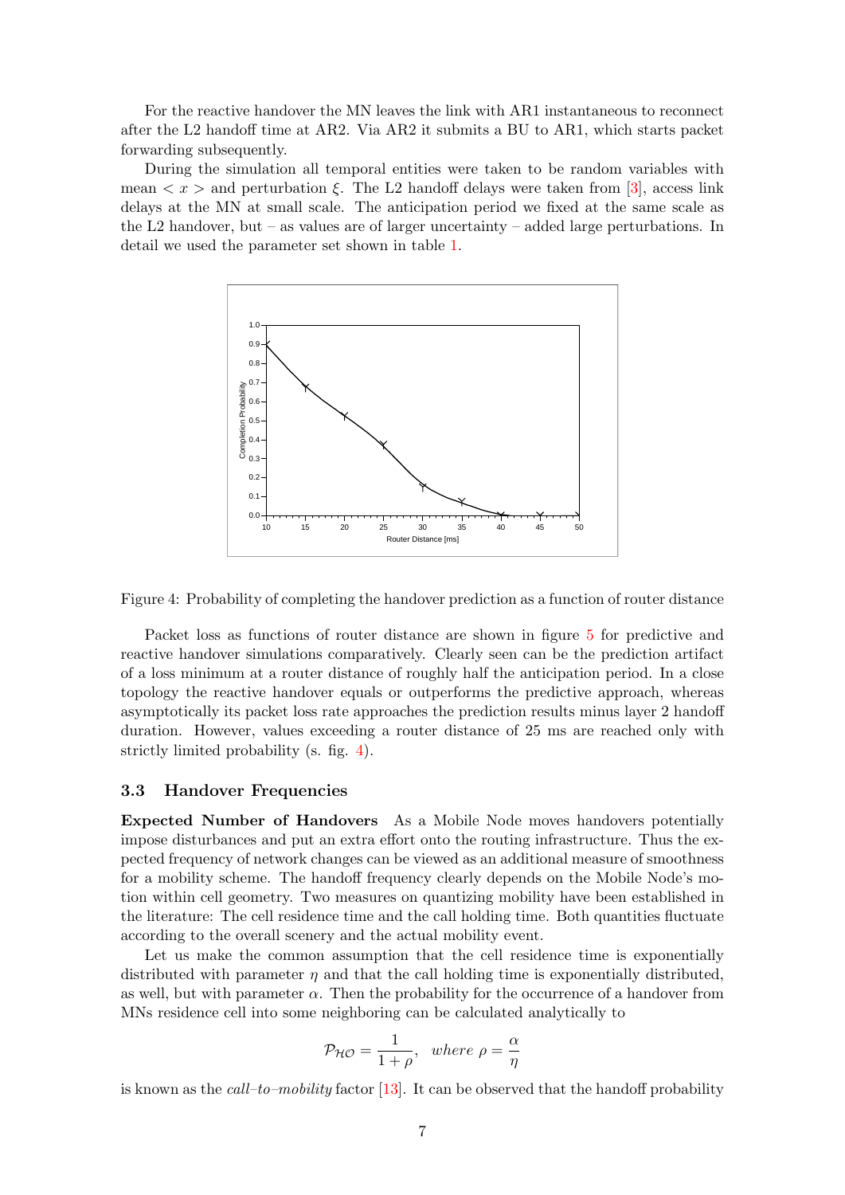For the reactive handover the MN leaves the link with AR1 instantaneous to reconnect after the L2 handoff time at AR2. Via AR2 it submits a BU to AR1, which starts packet forwarding subsequently.

During the simulation all temporal entities were taken to be random variables with mean $< x >$ and perturbation $\xi$. The L2 handoff delays were taken from [3], access link delays at the MN at small scale. The anticipation period we fixed at the same scale as the L2 handover, but – as values are of larger uncertainty – added large perturbations. In detail we used the parameter set shown in table 1.

Figure 4: Probability of completing the handover prediction as a function of router distance

Packet loss as functions of router distance are shown in figure 5 for predictive and reactive handover simulations comparatively. Clearly seen can be the prediction artifact of a loss minimum at a router distance of roughly half the anticipation period. In a close topology the reactive handover equals or outperforms the predictive approach, whereas asymptotically its packet loss rate approaches the prediction results minus layer 2 handoff duration. However, values exceeding a router distance of 25 ms are reached only with strictly limited probability (s. fig. 4).

### 3.3 Handover Frequencies

**Expected Number of Handovers** As a Mobile Node moves handovers potentially impose disturbances and put an extra effort onto the routing infrastructure. Thus the expected frequency of network changes can be viewed as an additional measure of smoothness for a mobility scheme. The handoff frequency clearly depends on the Mobile Node's motion within cell geometry. Two measures on quantizing mobility have been established in the literature: The cell residence time and the call holding time. Both quantities fluctuate according to the overall scenery and the actual mobility event.

Let us make the common assumption that the cell residence time is exponentially distributed with parameter $\eta$ and that the call holding time is exponentially distributed, as well, but with parameter $\alpha$. Then the probability for the occurrence of a handover from MNs residence cell into some neighboring can be calculated analytically to

$$\mathcal{P}_{\mathcal{HO}} = \frac{1}{1+\rho}, \quad where\ \rho = \frac{\alpha}{\eta}$$

is known as the *call–to–mobility* factor [13]. It can be observed that the handoff probability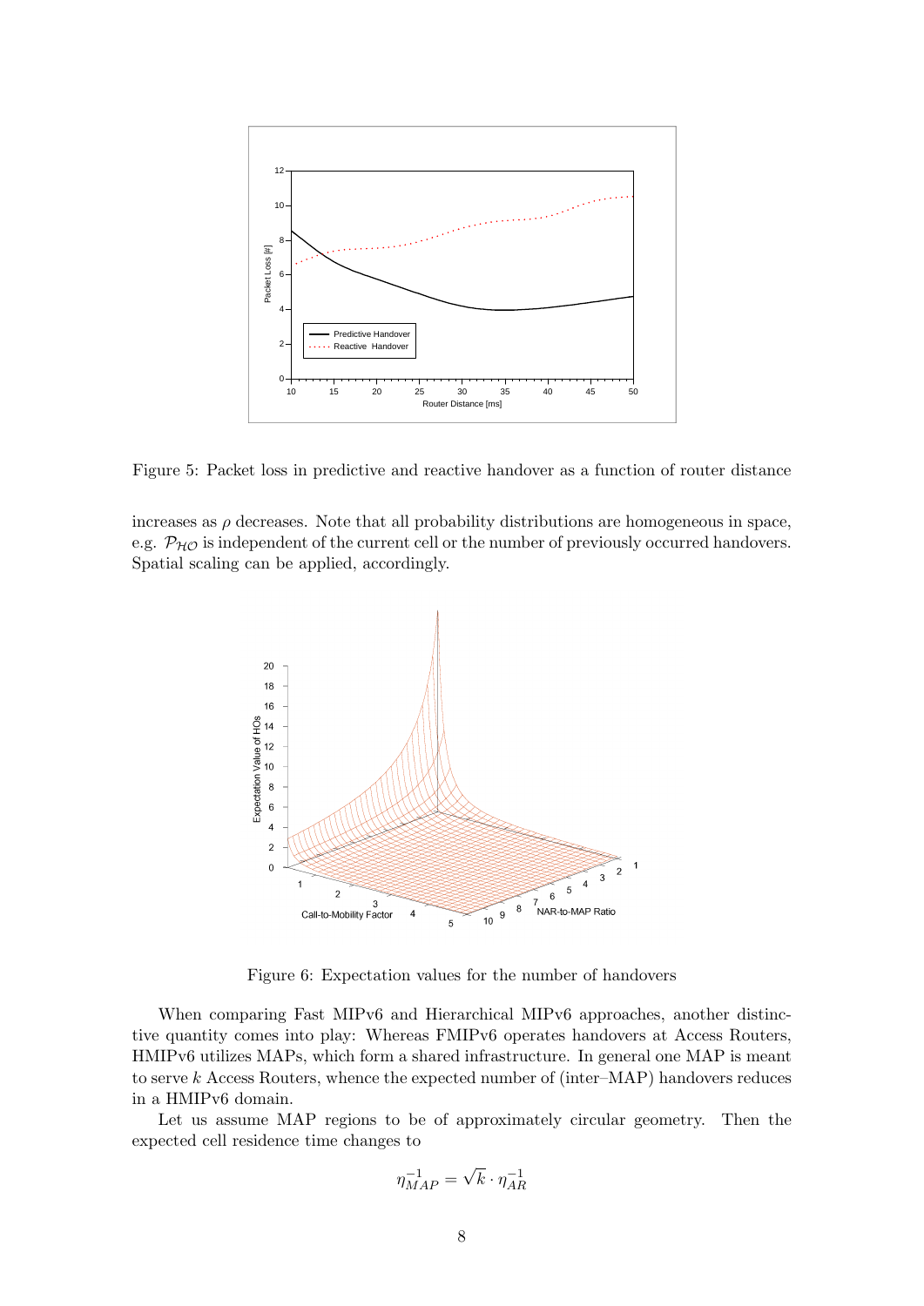Figure 5: Packet loss in predictive and reactive handover as a function of router distance

increases as $\rho$ decreases. Note that all probability distributions are homogeneous in space, e.g. $\mathcal{P}_{\mathcal{HO}}$ is independent of the current cell or the number of previously occurred handovers. Spatial scaling can be applied, accordingly.

Figure 6: Expectation values for the number of handovers

When comparing Fast MIPv6 and Hierarchical MIPv6 approaches, another distinctive quantity comes into play: Whereas FMIPv6 operates handovers at Access Routers, HMIPv6 utilizes MAPs, which form a shared infrastructure. In general one MAP is meant to serve $k$ Access Routers, whence the expected number of (inter–MAP) handovers reduces in a HMIPv6 domain.

Let us assume MAP regions to be of approximately circular geometry. Then the expected cell residence time changes to

$$\eta_{MAP}^{-1} = \sqrt{k} \cdot \eta_{AR}^{-1}$$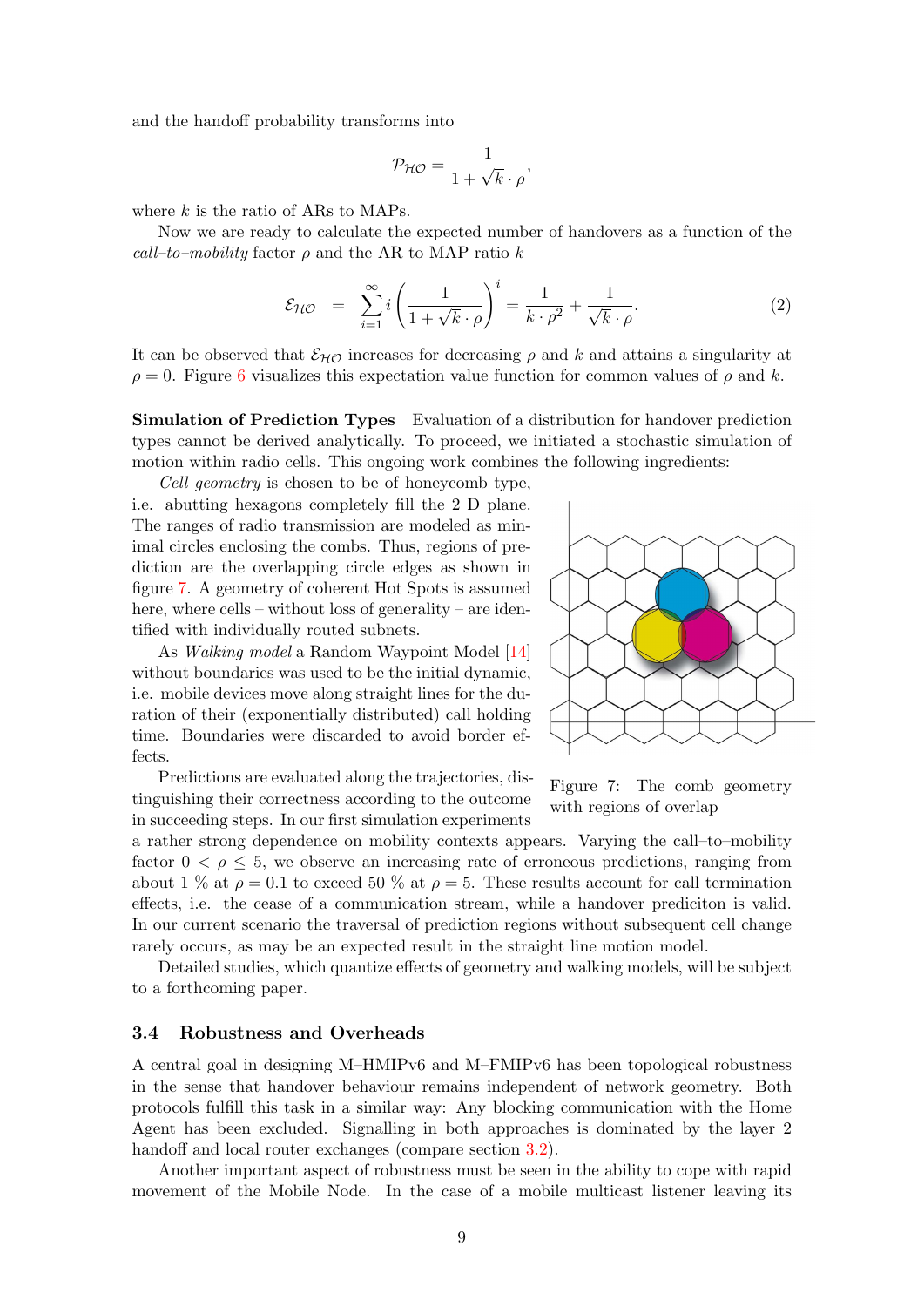and the handoff probability transforms into

$$\mathcal{P}_{\mathcal{HO}} = \frac{1}{1 + \sqrt{k} \cdot \rho},$$

where $k$ is the ratio of ARs to MAPs.

Now we are ready to calculate the expected number of handovers as a function of the *call–to–mobility* factor $\rho$ and the AR to MAP ratio $k$

$$\mathcal{E}_{\mathcal{HO}} = \sum_{i=1}^{\infty} i \left( \frac{1}{1 + \sqrt{k} \cdot \rho} \right)^i = \frac{1}{k \cdot \rho^2} + \frac{1}{\sqrt{k} \cdot \rho}. \tag{2}$$

It can be observed that $\mathcal{E}_{\mathcal{HO}}$ increases for decreasing $\rho$ and $k$ and attains a singularity at $\rho = 0$. Figure 6 visualizes this expectation value function for common values of $\rho$ and $k$.

**Simulation of Prediction Types** Evaluation of a distribution for handover prediction types cannot be derived analytically. To proceed, we initiated a stochastic simulation of motion within radio cells. This ongoing work combines the following ingredients:

*Cell geometry* is chosen to be of honeycomb type, i.e. abutting hexagons completely fill the 2 D plane. The ranges of radio transmission are modeled as minimal circles enclosing the combs. Thus, regions of prediction are the overlapping circle edges as shown in figure 7. A geometry of coherent Hot Spots is assumed here, where cells – without loss of generality – are identified with individually routed subnets.

As *Walking model* a Random Waypoint Model [14] without boundaries was used to be the initial dynamic, i.e. mobile devices move along straight lines for the duration of their (exponentially distributed) call holding time. Boundaries were discarded to avoid border effects.

Figure 7: The comb geometry with regions of overlap

Predictions are evaluated along the trajectories, distinguishing their correctness according to the outcome in succeeding steps. In our first simulation experiments a rather strong dependence on mobility contexts appears. Varying the call–to–mobility factor $0 < \rho \leq 5$, we observe an increasing rate of erroneous predictions, ranging from about 1 % at $\rho = 0.1$ to exceed 50 % at $\rho = 5$. These results account for call termination effects, i.e. the cease of a communication stream, while a handover prediciton is valid. In our current scenario the traversal of prediction regions without subsequent cell change rarely occurs, as may be an expected result in the straight line motion model.

Detailed studies, which quantize effects of geometry and walking models, will be subject to a forthcoming paper.

### 3.4 Robustness and Overheads

A central goal in designing M–HMIPv6 and M–FMIPv6 has been topological robustness in the sense that handover behaviour remains independent of network geometry. Both protocols fulfill this task in a similar way: Any blocking communication with the Home Agent has been excluded. Signalling in both approaches is dominated by the layer 2 handoff and local router exchanges (compare section 3.2).

Another important aspect of robustness must be seen in the ability to cope with rapid movement of the Mobile Node. In the case of a mobile multicast listener leaving its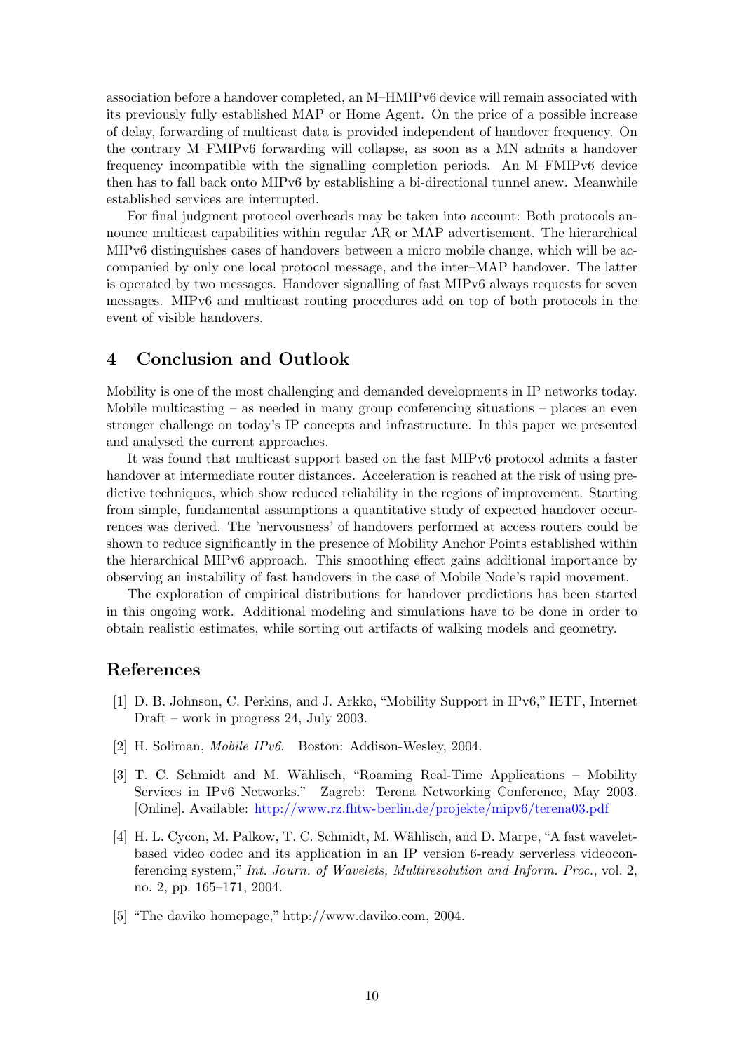association before a handover completed, an M–HMIPv6 device will remain associated with its previously fully established MAP or Home Agent. On the price of a possible increase of delay, forwarding of multicast data is provided independent of handover frequency. On the contrary M–FMIPv6 forwarding will collapse, as soon as a MN admits a handover frequency incompatible with the signalling completion periods. An M–FMIPv6 device then has to fall back onto MIPv6 by establishing a bi-directional tunnel anew. Meanwhile established services are interrupted.

For final judgment protocol overheads may be taken into account: Both protocols announce multicast capabilities within regular AR or MAP advertisement. The hierarchical MIPv6 distinguishes cases of handovers between a micro mobile change, which will be accompanied by only one local protocol message, and the inter–MAP handover. The latter is operated by two messages. Handover signalling of fast MIPv6 always requests for seven messages. MIPv6 and multicast routing procedures add on top of both protocols in the event of visible handovers.

## 4 Conclusion and Outlook

Mobility is one of the most challenging and demanded developments in IP networks today. Mobile multicasting – as needed in many group conferencing situations – places an even stronger challenge on today's IP concepts and infrastructure. In this paper we presented and analysed the current approaches.

It was found that multicast support based on the fast MIPv6 protocol admits a faster handover at intermediate router distances. Acceleration is reached at the risk of using predictive techniques, which show reduced reliability in the regions of improvement. Starting from simple, fundamental assumptions a quantitative study of expected handover occurrences was derived. The 'nervousness' of handovers performed at access routers could be shown to reduce significantly in the presence of Mobility Anchor Points established within the hierarchical MIPv6 approach. This smoothing effect gains additional importance by observing an instability of fast handovers in the case of Mobile Node's rapid movement.

The exploration of empirical distributions for handover predictions has been started in this ongoing work. Additional modeling and simulations have to be done in order to obtain realistic estimates, while sorting out artifacts of walking models and geometry.

## References

[1] D. B. Johnson, C. Perkins, and J. Arkko, "Mobility Support in IPv6," IETF, Internet Draft – work in progress 24, July 2003.

[2] H. Soliman, *Mobile IPv6*. Boston: Addison-Wesley, 2004.

[3] T. C. Schmidt and M. Wählisch, "Roaming Real-Time Applications – Mobility Services in IPv6 Networks." Zagreb: Terena Networking Conference, May 2003. [Online]. Available: http://www.rz.fhtw-berlin.de/projekte/mipv6/terena03.pdf

[4] H. L. Cycon, M. Palkow, T. C. Schmidt, M. Wählisch, and D. Marpe, "A fast wavelet-based video codec and its application in an IP version 6-ready serverless videoconferencing system," *Int. Journ. of Wavelets, Multiresolution and Inform. Proc.*, vol. 2, no. 2, pp. 165–171, 2004.

[5] "The daviko homepage," http://www.daviko.com, 2004.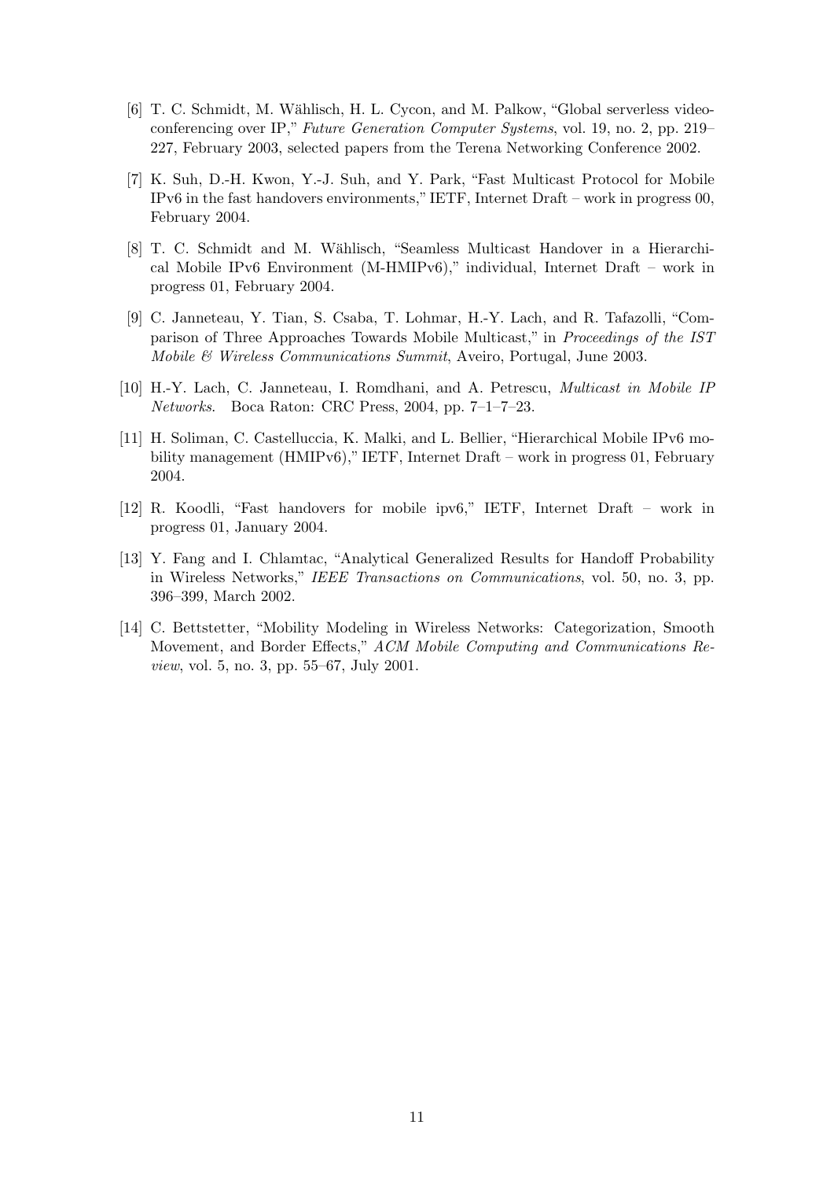[6] T. C. Schmidt, M. Wählisch, H. L. Cycon, and M. Palkow, "Global serverless videoconferencing over IP," *Future Generation Computer Systems*, vol. 19, no. 2, pp. 219–227, February 2003, selected papers from the Terena Networking Conference 2002.

[7] K. Suh, D.-H. Kwon, Y.-J. Suh, and Y. Park, "Fast Multicast Protocol for Mobile IPv6 in the fast handovers environments," IETF, Internet Draft – work in progress 00, February 2004.

[8] T. C. Schmidt and M. Wählisch, "Seamless Multicast Handover in a Hierarchical Mobile IPv6 Environment (M-HMIPv6)," individual, Internet Draft – work in progress 01, February 2004.

[9] C. Janneteau, Y. Tian, S. Csaba, T. Lohmar, H.-Y. Lach, and R. Tafazolli, "Comparison of Three Approaches Towards Mobile Multicast," in *Proceedings of the IST Mobile & Wireless Communications Summit*, Aveiro, Portugal, June 2003.

[10] H.-Y. Lach, C. Janneteau, I. Romdhani, and A. Petrescu, *Multicast in Mobile IP Networks*. Boca Raton: CRC Press, 2004, pp. 7–1–7–23.

[11] H. Soliman, C. Castelluccia, K. Malki, and L. Bellier, "Hierarchical Mobile IPv6 mobility management (HMIPv6)," IETF, Internet Draft – work in progress 01, February 2004.

[12] R. Koodli, "Fast handovers for mobile ipv6," IETF, Internet Draft – work in progress 01, January 2004.

[13] Y. Fang and I. Chlamtac, "Analytical Generalized Results for Handoff Probability in Wireless Networks," *IEEE Transactions on Communications*, vol. 50, no. 3, pp. 396–399, March 2002.

[14] C. Bettstetter, "Mobility Modeling in Wireless Networks: Categorization, Smooth Movement, and Border Effects," *ACM Mobile Computing and Communications Review*, vol. 5, no. 3, pp. 55–67, July 2001.